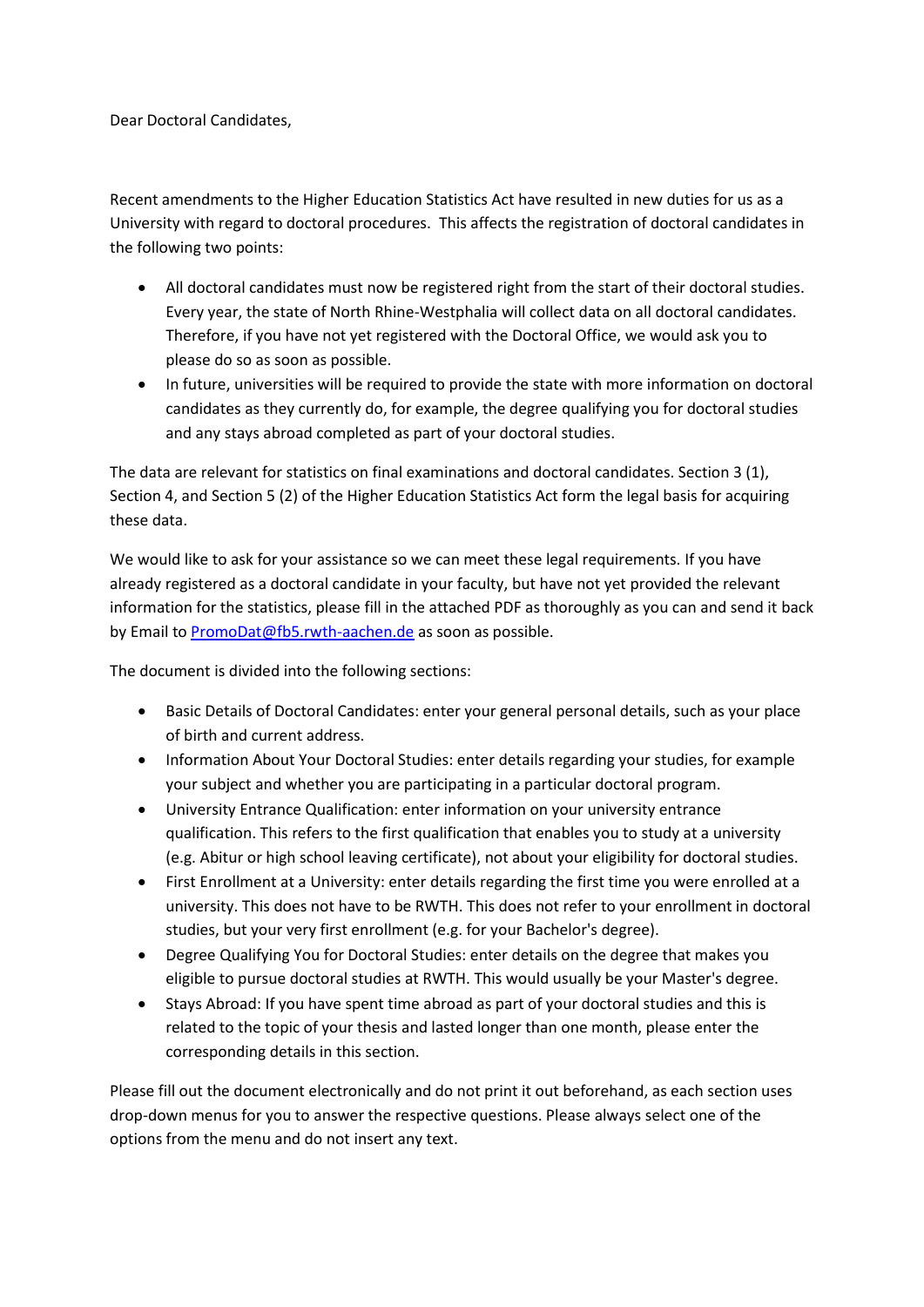Dear Doctoral Candidates,

Recent amendments to the Higher Education Statistics Act have resulted in new duties for us as a University with regard to doctoral procedures. This affects the registration of doctoral candidates in the following two points:

- All doctoral candidates must now be registered right from the start of their doctoral studies. Every year, the state of North Rhine-Westphalia will collect data on all doctoral candidates. Therefore, if you have not yet registered with the Doctoral Office, we would ask you to please do so as soon as possible.
- In future, universities will be required to provide the state with more information on doctoral candidates as they currently do, for example, the degree qualifying you for doctoral studies and any stays abroad completed as part of your doctoral studies.

The data are relevant for statistics on final examinations and doctoral candidates. Section 3 (1), Section 4, and Section 5 (2) of the Higher Education Statistics Act form the legal basis for acquiring these data.

We would like to ask for your assistance so we can meet these legal requirements. If you have already registered as a doctoral candidate in your faculty, but have not yet provided the relevant information for the statistics, please fill in the attached PDF as thoroughly as you can and send it back by Email to [PromoDat@fb5.rwth-aachen.de](mailto:PromoDat@fb5.rwth-aachen.de) as soon as possible.

The document is divided into the following sections:

- Basic Details of Doctoral Candidates: enter your general personal details, such as your place of birth and current address.
- Information About Your Doctoral Studies: enter details regarding your studies, for example your subject and whether you are participating in a particular doctoral program.
- University Entrance Qualification: enter information on your university entrance qualification. This refers to the first qualification that enables you to study at a university (e.g. Abitur or high school leaving certificate), not about your eligibility for doctoral studies.
- First Enrollment at a University: enter details regarding the first time you were enrolled at a university. This does not have to be RWTH. This does not refer to your enrollment in doctoral studies, but your very first enrollment (e.g. for your Bachelor's degree).
- Degree Qualifying You for Doctoral Studies: enter details on the degree that makes you eligible to pursue doctoral studies at RWTH. This would usually be your Master's degree.
- Stays Abroad: If you have spent time abroad as part of your doctoral studies and this is related to the topic of your thesis and lasted longer than one month, please enter the corresponding details in this section.

Please fill out the document electronically and do not print it out beforehand, as each section uses drop-down menus for you to answer the respective questions. Please always select one of the options from the menu and do not insert any text.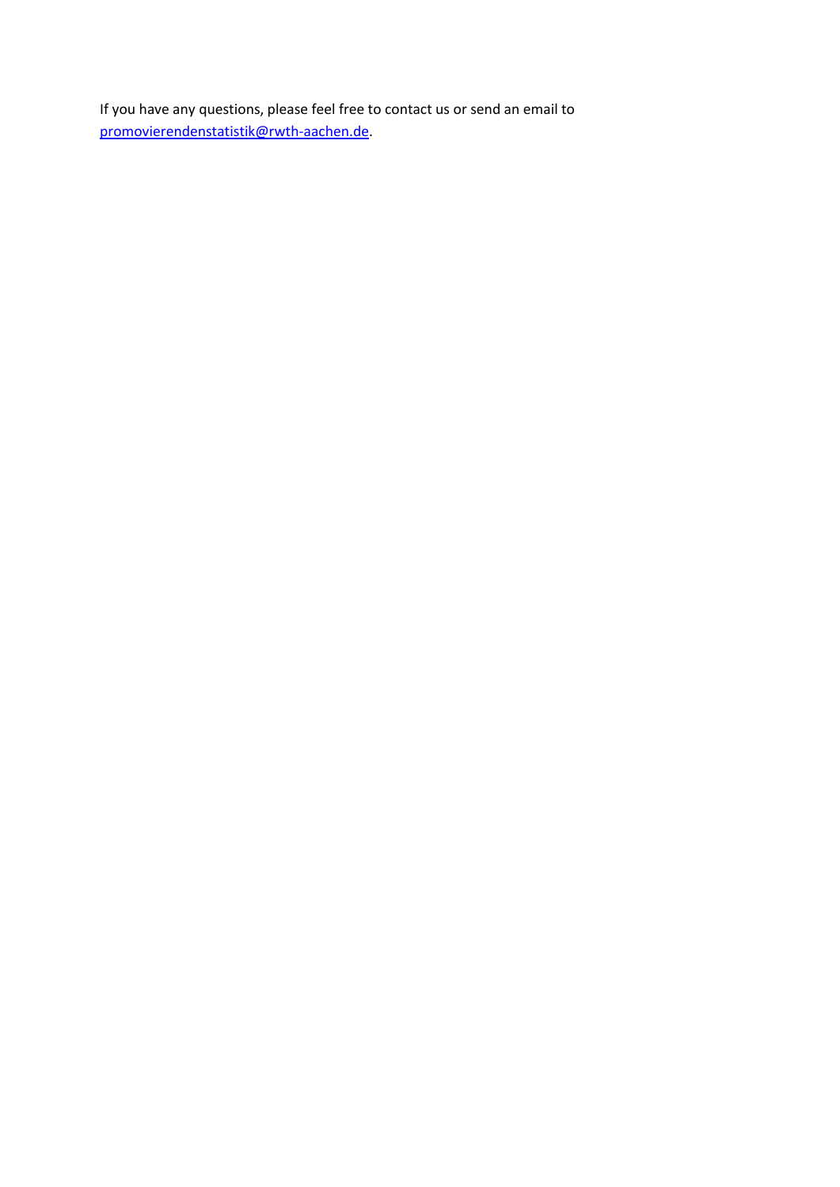If you have any questions, please feel free to contact us or send an email to promovierendenstatistik@rwth-aachen.de.